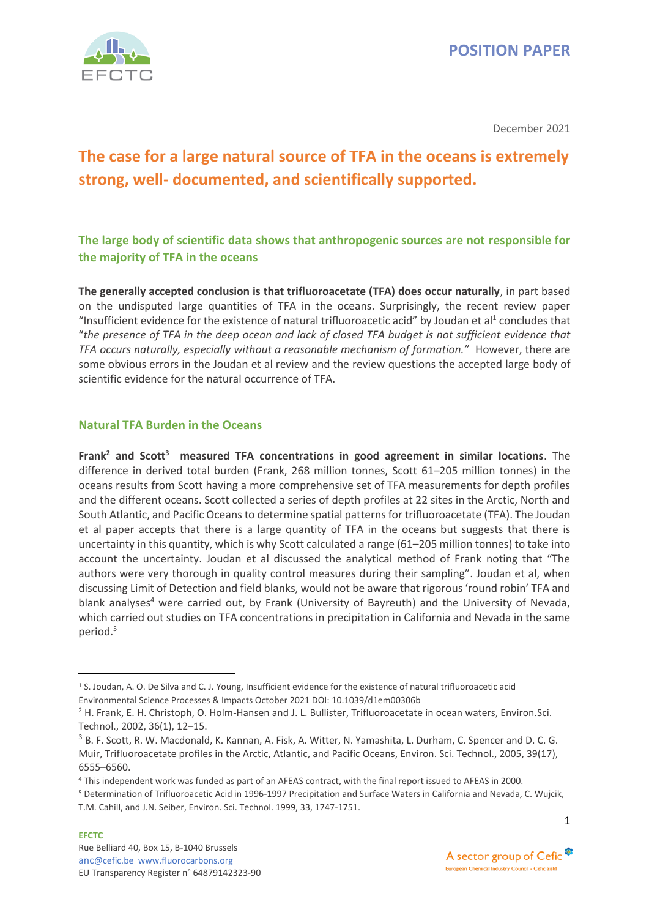POSITION PAPER

December 2021

# The case for a large natural source of TFA in the oceans is extremely strong, well- documented, and scientifically supported.

## The large body of scientific data shows that anthropogenic sources are not responsible for the majority of TFA in the oceans

**The generally accepted conclusion is that trifluoroacetate (TFA) does occur naturally**, in part based on the undisputed large quantities of TFA in the oceans. Surprisingly, the recent review paper "Insufficient evidence for the existence of natural trifluoroacetic acid" by Joudan et al[1] concludes that "*the presence of TFA in the deep ocean and lack of closed TFA budget is not sufficient evidence that TFA occurs naturally, especially without a reasonable mechanism of formation.*" However, there are some obvious errors in the Joudan et al review and the review questions the accepted large body of scientific evidence for the natural occurrence of TFA.

## Natural TFA Burden in the Oceans

**Frank[2] and Scott[3] measured TFA concentrations in good agreement in similar locations**. The difference in derived total burden (Frank, 268 million tonnes, Scott 61–205 million tonnes) in the oceans results from Scott having a more comprehensive set of TFA measurements for depth profiles and the different oceans. Scott collected a series of depth profiles at 22 sites in the Arctic, North and South Atlantic, and Pacific Oceans to determine spatial patterns for trifluoroacetate (TFA). The Joudan et al paper accepts that there is a large quantity of TFA in the oceans but suggests that there is uncertainty in this quantity, which is why Scott calculated a range (61–205 million tonnes) to take into account the uncertainty. Joudan et al discussed the analytical method of Frank noting that "The authors were very thorough in quality control measures during their sampling". Joudan et al, when discussing Limit of Detection and field blanks, would not be aware that rigorous 'round robin' TFA and blank analyses[4] were carried out, by Frank (University of Bayreuth) and the University of Nevada, which carried out studies on TFA concentrations in precipitation in California and Nevada in the same period.[5]

---

[1] S. Joudan, A. O. De Silva and C. J. Young, Insufficient evidence for the existence of natural trifluoroacetic acid Environmental Science Processes & Impacts October 2021 DOI: 10.1039/d1em00306b

[2] H. Frank, E. H. Christoph, O. Holm-Hansen and J. L. Bullister, Trifluoroacetate in ocean waters, Environ.Sci. Technol., 2002, 36(1), 12–15.

[3] B. F. Scott, R. W. Macdonald, K. Kannan, A. Fisk, A. Witter, N. Yamashita, L. Durham, C. Spencer and D. C. G. Muir, Trifluoroacetate profiles in the Arctic, Atlantic, and Pacific Oceans, Environ. Sci. Technol., 2005, 39(17), 6555–6560.

[4] This independent work was funded as part of an AFEAS contract, with the final report issued to AFEAS in 2000.

[5] Determination of Trifluoroacetic Acid in 1996-1997 Precipitation and Surface Waters in California and Nevada, C. Wujcik, T.M. Cahill, and J.N. Seiber, Environ. Sci. Technol. 1999, 33, 1747-1751.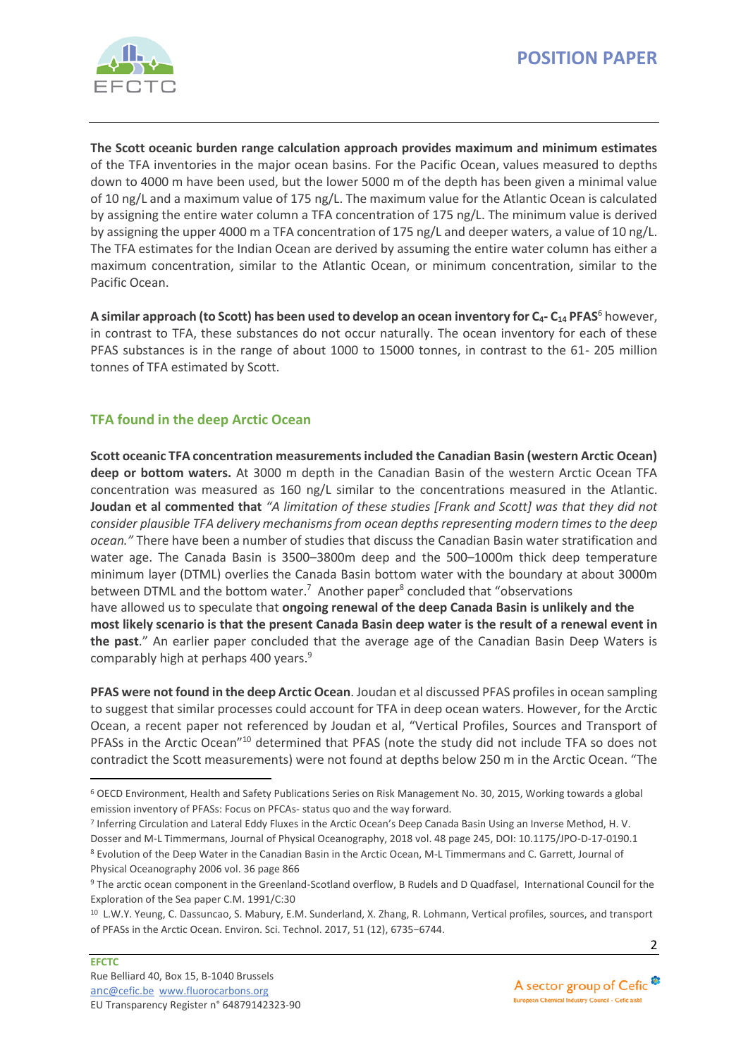**The Scott oceanic burden range calculation approach provides maximum and minimum estimates** of the TFA inventories in the major ocean basins. For the Pacific Ocean, values measured to depths down to 4000 m have been used, but the lower 5000 m of the depth has been given a minimal value of 10 ng/L and a maximum value of 175 ng/L. The maximum value for the Atlantic Ocean is calculated by assigning the entire water column a TFA concentration of 175 ng/L. The minimum value is derived by assigning the upper 4000 m a TFA concentration of 175 ng/L and deeper waters, a value of 10 ng/L. The TFA estimates for the Indian Ocean are derived by assuming the entire water column has either a maximum concentration, similar to the Atlantic Ocean, or minimum concentration, similar to the Pacific Ocean.

**A similar approach (to Scott) has been used to develop an ocean inventory for $C_4$- $C_{14}$ PFAS**[6] however, in contrast to TFA, these substances do not occur naturally. The ocean inventory for each of these PFAS substances is in the range of about 1000 to 15000 tonnes, in contrast to the 61- 205 million tonnes of TFA estimated by Scott.

## TFA found in the deep Arctic Ocean

**Scott oceanic TFA concentration measurements included the Canadian Basin (western Arctic Ocean) deep or bottom waters.** At 3000 m depth in the Canadian Basin of the western Arctic Ocean TFA concentration was measured as 160 ng/L similar to the concentrations measured in the Atlantic. **Joudan et al commented that** *"A limitation of these studies [Frank and Scott] was that they did not consider plausible TFA delivery mechanisms from ocean depths representing modern times to the deep ocean."* There have been a number of studies that discuss the Canadian Basin water stratification and water age. The Canada Basin is 3500–3800m deep and the 500–1000m thick deep temperature minimum layer (DTML) overlies the Canada Basin bottom water with the boundary at about 3000m between DTML and the bottom water.[7] Another paper[8] concluded that "observations have allowed us to speculate that **ongoing renewal of the deep Canada Basin is unlikely and the most likely scenario is that the present Canada Basin deep water is the result of a renewal event in the past**." An earlier paper concluded that the average age of the Canadian Basin Deep Waters is comparably high at perhaps 400 years.[9]

**PFAS were not found in the deep Arctic Ocean**. Joudan et al discussed PFAS profiles in ocean sampling to suggest that similar processes could account for TFA in deep ocean waters. However, for the Arctic Ocean, a recent paper not referenced by Joudan et al, "Vertical Profiles, Sources and Transport of PFASs in the Arctic Ocean"[10] determined that PFAS (note the study did not include TFA so does not contradict the Scott measurements) were not found at depths below 250 m in the Arctic Ocean. "The

---

[6] OECD Environment, Health and Safety Publications Series on Risk Management No. 30, 2015, Working towards a global emission inventory of PFASs: Focus on PFCAs- status quo and the way forward.

[7] Inferring Circulation and Lateral Eddy Fluxes in the Arctic Ocean's Deep Canada Basin Using an Inverse Method, H. V. Dosser and M-L Timmermans, Journal of Physical Oceanography, 2018 vol. 48 page 245, DOI: 10.1175/JPO-D-17-0190.1

[8] Evolution of the Deep Water in the Canadian Basin in the Arctic Ocean, M-L Timmermans and C. Garrett, Journal of Physical Oceanography 2006 vol. 36 page 866

[9] The arctic ocean component in the Greenland-Scotland overflow, B Rudels and D Quadfasel, International Council for the Exploration of the Sea paper C.M. 1991/C:30

[10] L.W.Y. Yeung, C. Dassuncao, S. Mabury, E.M. Sunderland, X. Zhang, R. Lohmann, Vertical profiles, sources, and transport of PFASs in the Arctic Ocean. Environ. Sci. Technol. 2017, 51 (12), 6735−6744.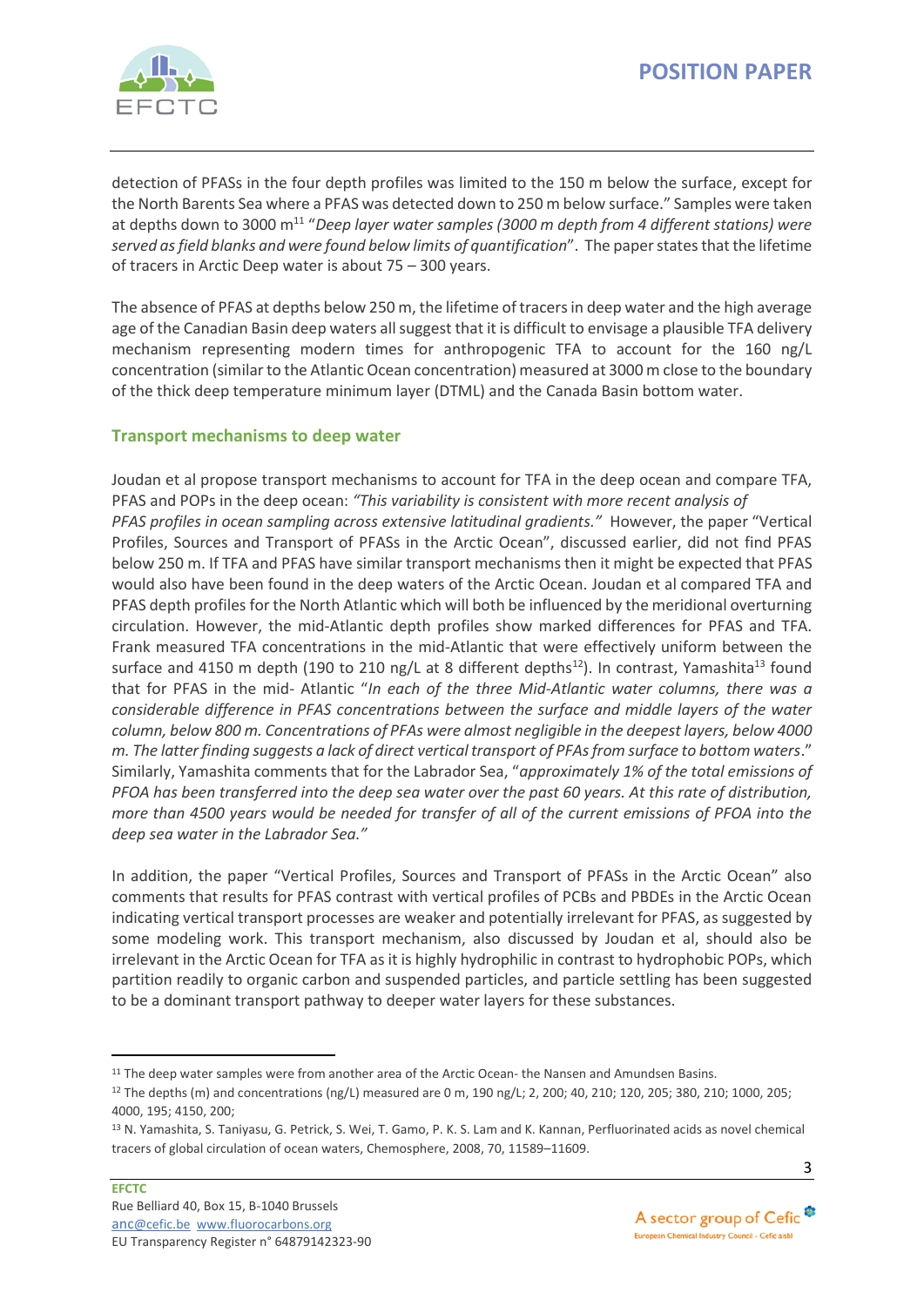detection of PFASs in the four depth profiles was limited to the 150 m below the surface, except for the North Barents Sea where a PFAS was detected down to 250 m below surface." Samples were taken at depths down to 3000 m[11] "*Deep layer water samples (3000 m depth from 4 different stations) were served as field blanks and were found below limits of quantification*". The paper states that the lifetime of tracers in Arctic Deep water is about 75 – 300 years.

The absence of PFAS at depths below 250 m, the lifetime of tracers in deep water and the high average age of the Canadian Basin deep waters all suggest that it is difficult to envisage a plausible TFA delivery mechanism representing modern times for anthropogenic TFA to account for the 160 ng/L concentration (similar to the Atlantic Ocean concentration) measured at 3000 m close to the boundary of the thick deep temperature minimum layer (DTML) and the Canada Basin bottom water.

## Transport mechanisms to deep water

Joudan et al propose transport mechanisms to account for TFA in the deep ocean and compare TFA, PFAS and POPs in the deep ocean: *"This variability is consistent with more recent analysis of PFAS profiles in ocean sampling across extensive latitudinal gradients."* However, the paper "Vertical Profiles, Sources and Transport of PFASs in the Arctic Ocean", discussed earlier, did not find PFAS below 250 m. If TFA and PFAS have similar transport mechanisms then it might be expected that PFAS would also have been found in the deep waters of the Arctic Ocean. Joudan et al compared TFA and PFAS depth profiles for the North Atlantic which will both be influenced by the meridional overturning circulation. However, the mid-Atlantic depth profiles show marked differences for PFAS and TFA. Frank measured TFA concentrations in the mid-Atlantic that were effectively uniform between the surface and 4150 m depth (190 to 210 ng/L at 8 different depths[12]). In contrast, Yamashita[13] found that for PFAS in the mid- Atlantic "*In each of the three Mid-Atlantic water columns, there was a considerable difference in PFAS concentrations between the surface and middle layers of the water column, below 800 m. Concentrations of PFAs were almost negligible in the deepest layers, below 4000 m. The latter finding suggests a lack of direct vertical transport of PFAs from surface to bottom waters*." Similarly, Yamashita comments that for the Labrador Sea, "*approximately 1% of the total emissions of PFOA has been transferred into the deep sea water over the past 60 years. At this rate of distribution, more than 4500 years would be needed for transfer of all of the current emissions of PFOA into the deep sea water in the Labrador Sea.*"

In addition, the paper "Vertical Profiles, Sources and Transport of PFASs in the Arctic Ocean" also comments that results for PFAS contrast with vertical profiles of PCBs and PBDEs in the Arctic Ocean indicating vertical transport processes are weaker and potentially irrelevant for PFAS, as suggested by some modeling work. This transport mechanism, also discussed by Joudan et al, should also be irrelevant in the Arctic Ocean for TFA as it is highly hydrophilic in contrast to hydrophobic POPs, which partition readily to organic carbon and suspended particles, and particle settling has been suggested to be a dominant transport pathway to deeper water layers for these substances.

---

[11] The deep water samples were from another area of the Arctic Ocean- the Nansen and Amundsen Basins.

[12] The depths (m) and concentrations (ng/L) measured are 0 m, 190 ng/L; 2, 200; 40, 210; 120, 205; 380, 210; 1000, 205; 4000, 195; 4150, 200;

[13] N. Yamashita, S. Taniyasu, G. Petrick, S. Wei, T. Gamo, P. K. S. Lam and K. Kannan, Perfluorinated acids as novel chemical tracers of global circulation of ocean waters, Chemosphere, 2008, 70, 11589–11609.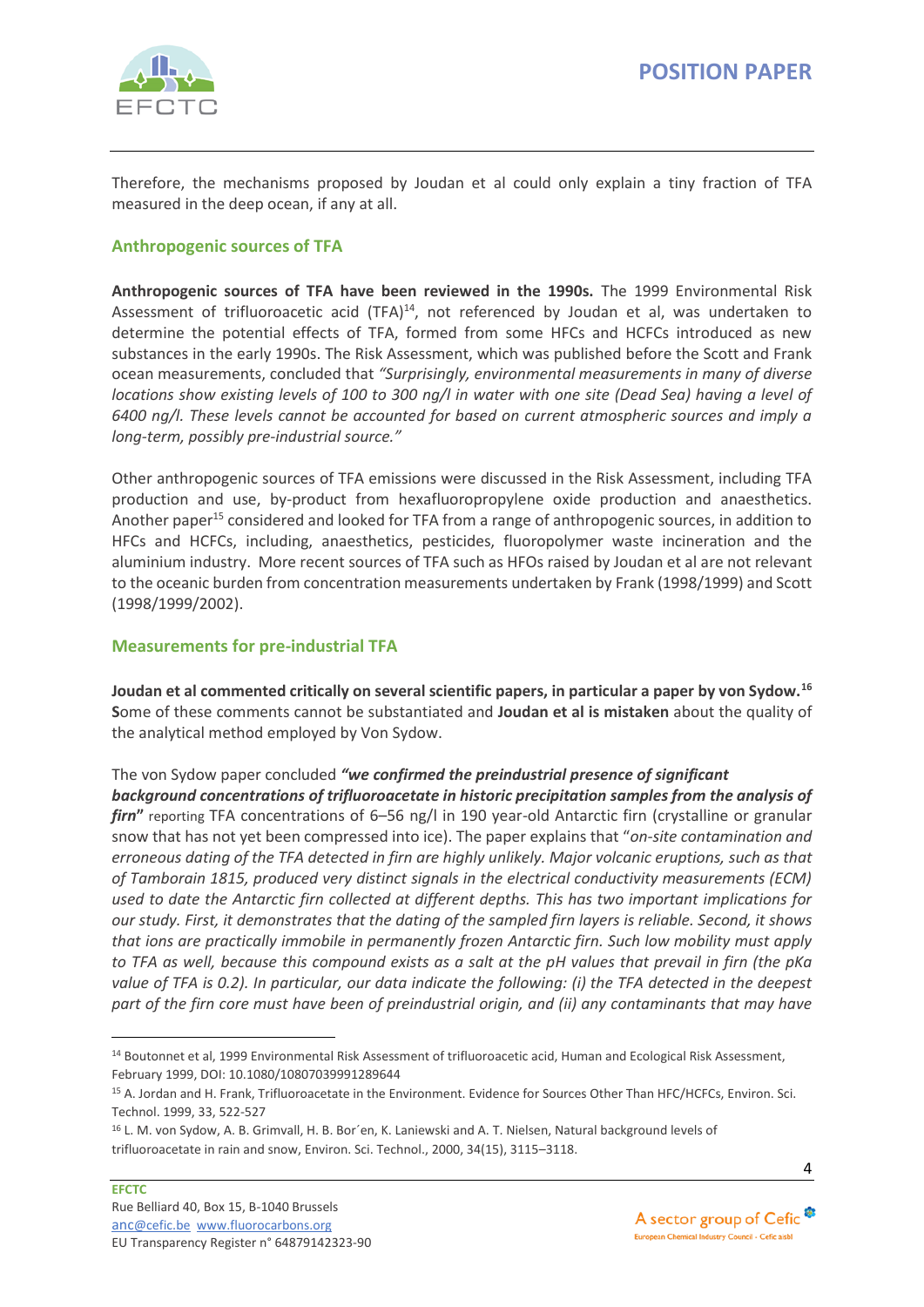Therefore, the mechanisms proposed by Joudan et al could only explain a tiny fraction of TFA measured in the deep ocean, if any at all.

## Anthropogenic sources of TFA

**Anthropogenic sources of TFA have been reviewed in the 1990s.** The 1999 Environmental Risk Assessment of trifluoroacetic acid (TFA)[14], not referenced by Joudan et al, was undertaken to determine the potential effects of TFA, formed from some HFCs and HCFCs introduced as new substances in the early 1990s. The Risk Assessment, which was published before the Scott and Frank ocean measurements, concluded that *"Surprisingly, environmental measurements in many of diverse locations show existing levels of 100 to 300 ng/l in water with one site (Dead Sea) having a level of 6400 ng/l. These levels cannot be accounted for based on current atmospheric sources and imply a long-term, possibly pre-industrial source."*

Other anthropogenic sources of TFA emissions were discussed in the Risk Assessment, including TFA production and use, by-product from hexafluoropropylene oxide production and anaesthetics. Another paper[15] considered and looked for TFA from a range of anthropogenic sources, in addition to HFCs and HCFCs, including, anaesthetics, pesticides, fluoropolymer waste incineration and the aluminium industry. More recent sources of TFA such as HFOs raised by Joudan et al are not relevant to the oceanic burden from concentration measurements undertaken by Frank (1998/1999) and Scott (1998/1999/2002).

## Measurements for pre-industrial TFA

**Joudan et al commented critically on several scientific papers, in particular a paper by von Sydow.**[16] **S**ome of these comments cannot be substantiated and **Joudan et al is mistaken** about the quality of the analytical method employed by Von Sydow.

The von Sydow paper concluded ***"we confirmed the preindustrial presence of significant background concentrations of trifluoroacetate in historic precipitation samples from the analysis of firn"*** reporting TFA concentrations of 6–56 ng/l in 190 year-old Antarctic firn (crystalline or granular snow that has not yet been compressed into ice). The paper explains that "*on-site contamination and erroneous dating of the TFA detected in firn are highly unlikely. Major volcanic eruptions, such as that of Tamborain 1815, produced very distinct signals in the electrical conductivity measurements (ECM) used to date the Antarctic firn collected at different depths. This has two important implications for our study. First, it demonstrates that the dating of the sampled firn layers is reliable. Second, it shows that ions are practically immobile in permanently frozen Antarctic firn. Such low mobility must apply to TFA as well, because this compound exists as a salt at the pH values that prevail in firn (the pKa value of TFA is 0.2). In particular, our data indicate the following: (i) the TFA detected in the deepest part of the firn core must have been of preindustrial origin, and (ii) any contaminants that may have*

---

[14] Boutonnet et al, 1999 Environmental Risk Assessment of trifluoroacetic acid, Human and Ecological Risk Assessment, February 1999, DOI: 10.1080/10807039991289644

[15] A. Jordan and H. Frank, Trifluoroacetate in the Environment. Evidence for Sources Other Than HFC/HCFCs, Environ. Sci. Technol. 1999, 33, 522-527

[16] L. M. von Sydow, A. B. Grimvall, H. B. Bor´en, K. Laniewski and A. T. Nielsen, Natural background levels of trifluoroacetate in rain and snow, Environ. Sci. Technol., 2000, 34(15), 3115–3118.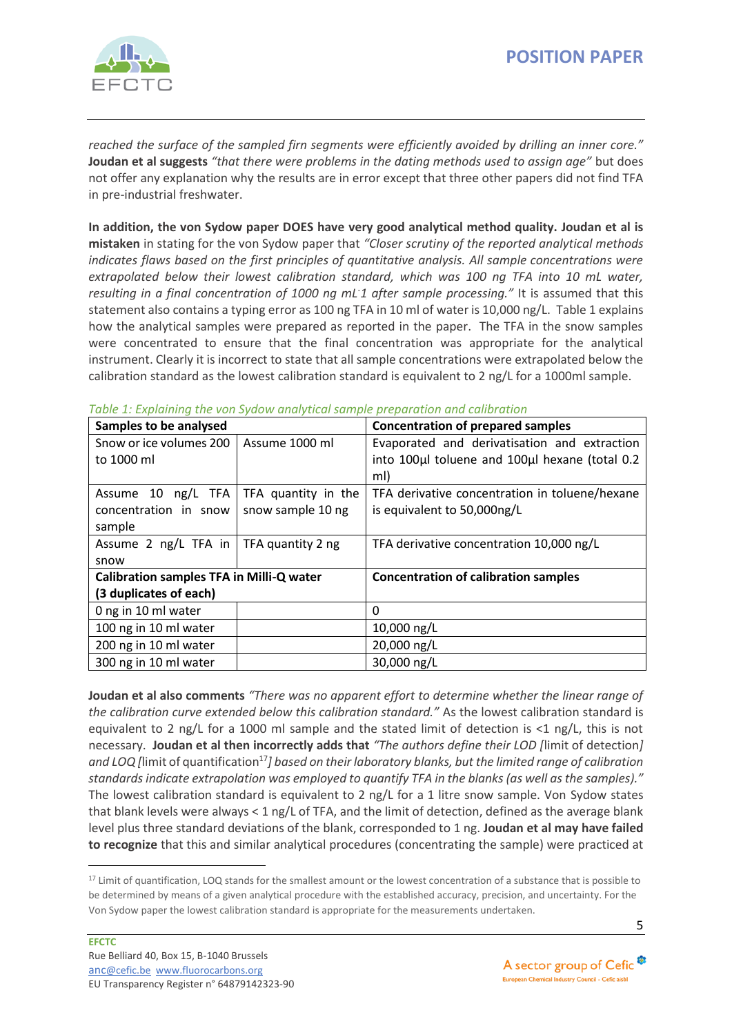*reached the surface of the sampled firn segments were efficiently avoided by drilling an inner core."* **Joudan et al suggests** *"that there were problems in the dating methods used to assign age"* but does not offer any explanation why the results are in error except that three other papers did not find TFA in pre-industrial freshwater.

**In addition, the von Sydow paper DOES have very good analytical method quality. Joudan et al is mistaken** in stating for the von Sydow paper that *"Closer scrutiny of the reported analytical methods indicates flaws based on the first principles of quantitative analysis. All sample concentrations were extrapolated below their lowest calibration standard, which was 100 ng TFA into 10 mL water, resulting in a final concentration of 1000 ng mL-1 after sample processing."* It is assumed that this statement also contains a typing error as 100 ng TFA in 10 ml of water is 10,000 ng/L. Table 1 explains how the analytical samples were prepared as reported in the paper. The TFA in the snow samples were concentrated to ensure that the final concentration was appropriate for the analytical instrument. Clearly it is incorrect to state that all sample concentrations were extrapolated below the calibration standard as the lowest calibration standard is equivalent to 2 ng/L for a 1000ml sample.

*Table 1: Explaining the von Sydow analytical sample preparation and calibration*

| **Samples to be analysed** | | **Concentration of prepared samples** |
|---|---|---|
| Snow or ice volumes 200 to 1000 ml | Assume 1000 ml | Evaporated and derivatisation and extraction into 100µl toluene and 100µl hexane (total 0.2 ml) |
| Assume 10 ng/L TFA concentration in snow sample | TFA quantity in the snow sample 10 ng | TFA derivative concentration in toluene/hexane is equivalent to 50,000ng/L |
| Assume 2 ng/L TFA in snow | TFA quantity 2 ng | TFA derivative concentration 10,000 ng/L |
| **Calibration samples TFA in Milli-Q water (3 duplicates of each)** | | **Concentration of calibration samples** |
| 0 ng in 10 ml water | | 0 |
| 100 ng in 10 ml water | | 10,000 ng/L |
| 200 ng in 10 ml water | | 20,000 ng/L |
| 300 ng in 10 ml water | | 30,000 ng/L |

**Joudan et al also comments** *"There was no apparent effort to determine whether the linear range of the calibration curve extended below this calibration standard."* As the lowest calibration standard is equivalent to 2 ng/L for a 1000 ml sample and the stated limit of detection is <1 ng/L, this is not necessary. **Joudan et al then incorrectly adds that** *"The authors define their LOD [*limit of detection*] and LOQ [*limit of quantification[17]*] based on their laboratory blanks, but the limited range of calibration standards indicate extrapolation was employed to quantify TFA in the blanks (as well as the samples)."* The lowest calibration standard is equivalent to 2 ng/L for a 1 litre snow sample. Von Sydow states that blank levels were always < 1 ng/L of TFA, and the limit of detection, defined as the average blank level plus three standard deviations of the blank, corresponded to 1 ng. **Joudan et al may have failed to recognize** that this and similar analytical procedures (concentrating the sample) were practiced at

[17] Limit of quantification, LOQ stands for the smallest amount or the lowest concentration of a substance that is possible to be determined by means of a given analytical procedure with the established accuracy, precision, and uncertainty. For the Von Sydow paper the lowest calibration standard is appropriate for the measurements undertaken.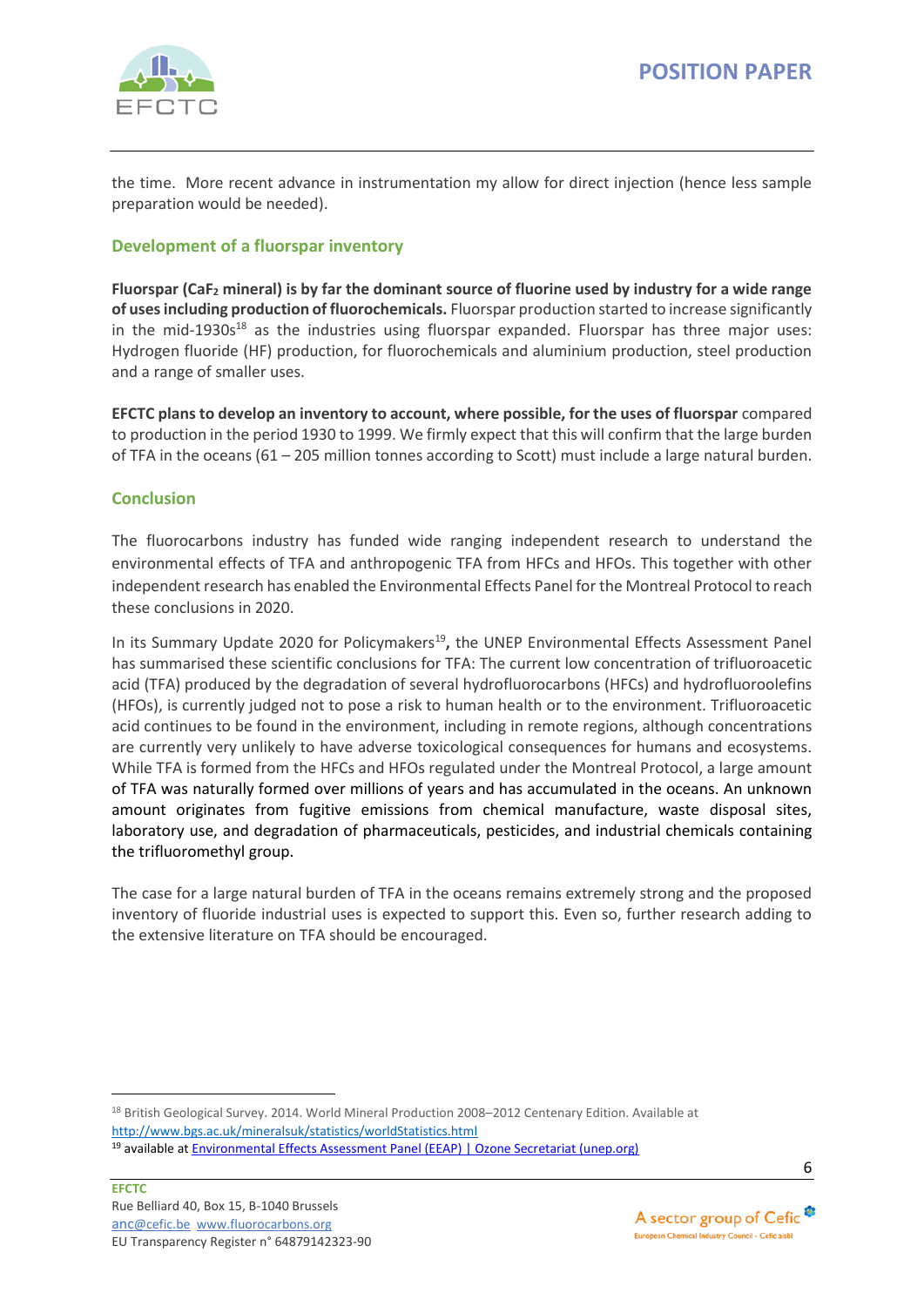the time. More recent advance in instrumentation my allow for direct injection (hence less sample preparation would be needed).

## Development of a fluorspar inventory

**Fluorspar ($CaF_2$ mineral) is by far the dominant source of fluorine used by industry for a wide range of uses including production of fluorochemicals.** Fluorspar production started to increase significantly in the mid-1930s[18] as the industries using fluorspar expanded. Fluorspar has three major uses: Hydrogen fluoride (HF) production, for fluorochemicals and aluminium production, steel production and a range of smaller uses.

**EFCTC plans to develop an inventory to account, where possible, for the uses of fluorspar** compared to production in the period 1930 to 1999. We firmly expect that this will confirm that the large burden of TFA in the oceans (61 – 205 million tonnes according to Scott) must include a large natural burden.

## Conclusion

The fluorocarbons industry has funded wide ranging independent research to understand the environmental effects of TFA and anthropogenic TFA from HFCs and HFOs. This together with other independent research has enabled the Environmental Effects Panel for the Montreal Protocol to reach these conclusions in 2020.

In its Summary Update 2020 for Policymakers[19]**,** the UNEP Environmental Effects Assessment Panel has summarised these scientific conclusions for TFA: The current low concentration of trifluoroacetic acid (TFA) produced by the degradation of several hydrofluorocarbons (HFCs) and hydrofluoroolefins (HFOs), is currently judged not to pose a risk to human health or to the environment. Trifluoroacetic acid continues to be found in the environment, including in remote regions, although concentrations are currently very unlikely to have adverse toxicological consequences for humans and ecosystems. While TFA is formed from the HFCs and HFOs regulated under the Montreal Protocol, a large amount of TFA was naturally formed over millions of years and has accumulated in the oceans. An unknown amount originates from fugitive emissions from chemical manufacture, waste disposal sites, laboratory use, and degradation of pharmaceuticals, pesticides, and industrial chemicals containing the trifluoromethyl group.

The case for a large natural burden of TFA in the oceans remains extremely strong and the proposed inventory of fluoride industrial uses is expected to support this. Even so, further research adding to the extensive literature on TFA should be encouraged.

---

[18] British Geological Survey. 2014. World Mineral Production 2008–2012 Centenary Edition. Available at http://www.bgs.ac.uk/mineralsuk/statistics/worldStatistics.html

[19] available at Environmental Effects Assessment Panel (EEAP) | Ozone Secretariat (unep.org)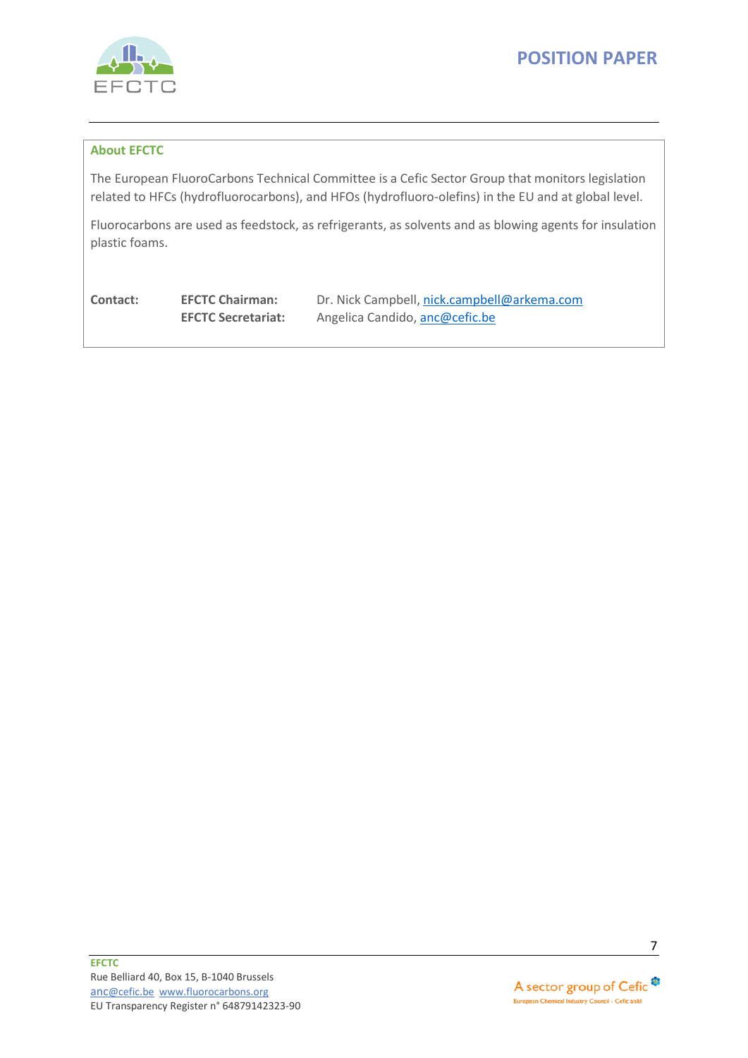### About EFCTC

The European FluoroCarbons Technical Committee is a Cefic Sector Group that monitors legislation related to HFCs (hydrofluorocarbons), and HFOs (hydrofluoro-olefins) in the EU and at global level.

Fluorocarbons are used as feedstock, as refrigerants, as solvents and as blowing agents for insulation plastic foams.

**Contact:** **EFCTC Chairman:** Dr. Nick Campbell, nick.campbell@arkema.com
**EFCTC Secretariat:** Angelica Candido, anc@cefic.be